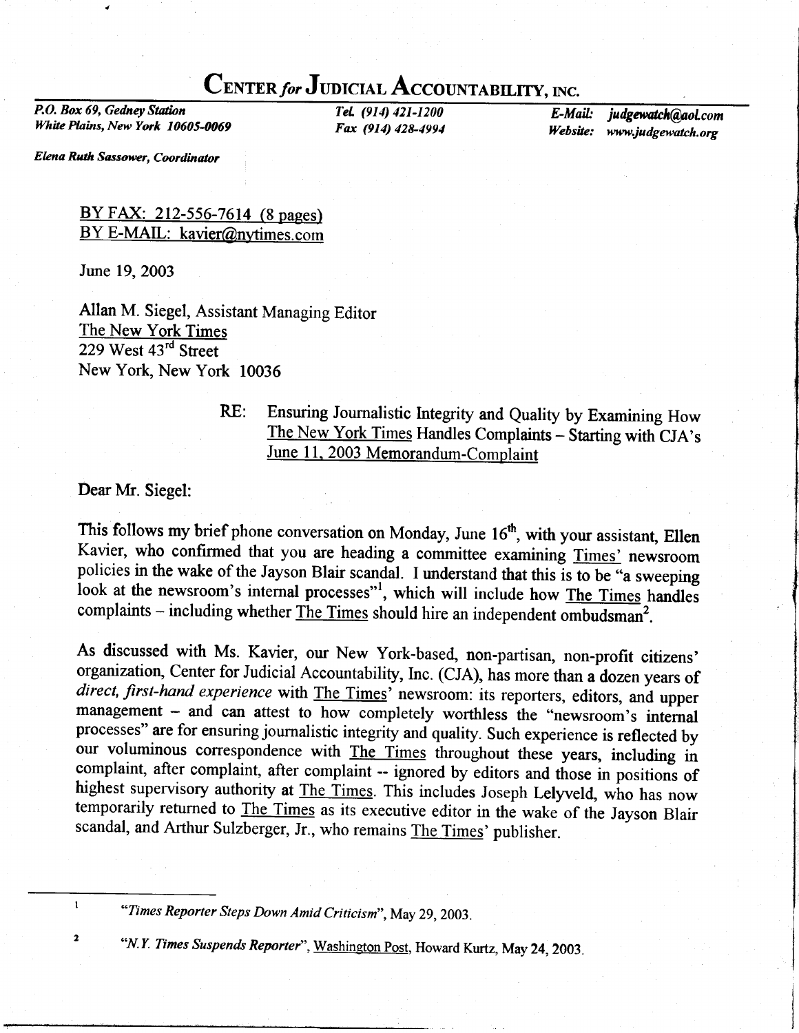# CENTER *for* JUDICIAL ACCOUNTABILITY, INC.

*P.O. Box 69, Gedney Station*
*White Plains, New York 10605-0069*

*Tel. (914) 421-1200*
*Fax (914) 428-4994*

*E-Mail: judgewatch@aol.com*
*Website: www.judgewatch.org*

***Elena Ruth Sassower, Coordinator***

BY FAX: 212-556-7614 (8 pages)
BY E-MAIL: kavier@nytimes.com

June 19, 2003

Allan M. Siegel, Assistant Managing Editor
The New York Times
229 West 43rd Street
New York, New York 10036

RE: Ensuring Journalistic Integrity and Quality by Examining How The New York Times Handles Complaints – Starting with CJA's June 11, 2003 Memorandum-Complaint

Dear Mr. Siegel:

This follows my brief phone conversation on Monday, June 16th, with your assistant, Ellen Kavier, who confirmed that you are heading a committee examining Times' newsroom policies in the wake of the Jayson Blair scandal. I understand that this is to be "a sweeping look at the newsroom's internal processes"[1], which will include how The Times handles complaints – including whether The Times should hire an independent ombudsman[2].

As discussed with Ms. Kavier, our New York-based, non-partisan, non-profit citizens' organization, Center for Judicial Accountability, Inc. (CJA), has more than a dozen years of *direct, first-hand experience* with The Times' newsroom: its reporters, editors, and upper management – and can attest to how completely worthless the "newsroom's internal processes" are for ensuring journalistic integrity and quality. Such experience is reflected by our voluminous correspondence with The Times throughout these years, including in complaint, after complaint, after complaint -- ignored by editors and those in positions of highest supervisory authority at The Times. This includes Joseph Lelyveld, who has now temporarily returned to The Times as its executive editor in the wake of the Jayson Blair scandal, and Arthur Sulzberger, Jr., who remains The Times' publisher.

---

[1] *"Times Reporter Steps Down Amid Criticism"*, May 29, 2003.

[2] *"N.Y. Times Suspends Reporter"*, Washington Post, Howard Kurtz, May 24, 2003.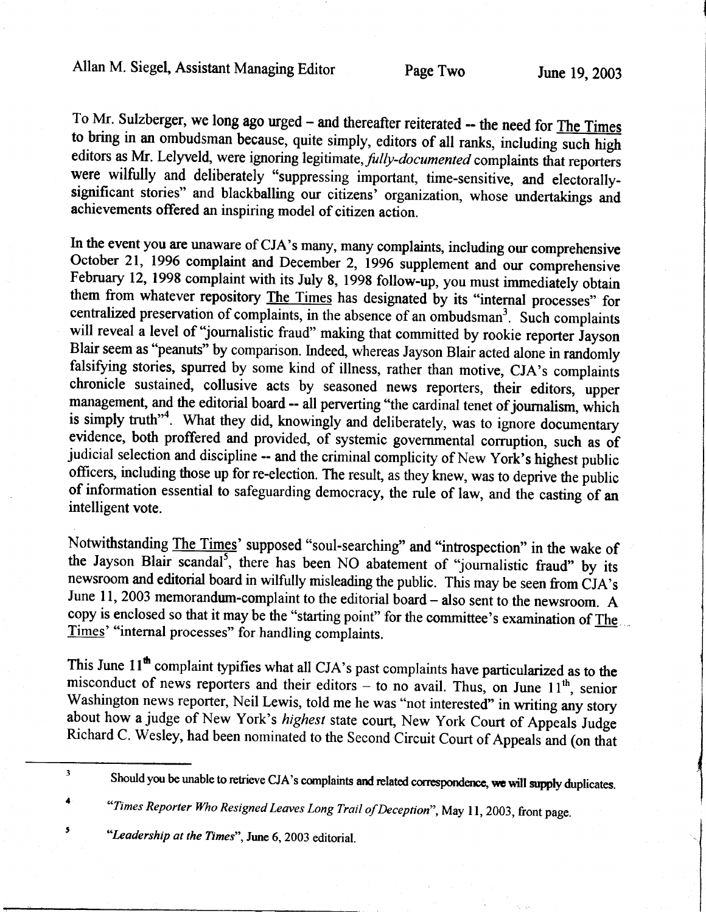To Mr. Sulzberger, we long ago urged – and thereafter reiterated -- the need for The Times to bring in an ombudsman because, quite simply, editors of all ranks, including such high editors as Mr. Lelyveld, were ignoring legitimate, *fully-documented* complaints that reporters were wilfully and deliberately "suppressing important, time-sensitive, and electorally-significant stories" and blackballing our citizens' organization, whose undertakings and achievements offered an inspiring model of citizen action.

In the event you are unaware of CJA's many, many complaints, including our comprehensive October 21, 1996 complaint and December 2, 1996 supplement and our comprehensive February 12, 1998 complaint with its July 8, 1998 follow-up, you must immediately obtain them from whatever repository The Times has designated by its "internal processes" for centralized preservation of complaints, in the absence of an ombudsman[3]. Such complaints will reveal a level of "journalistic fraud" making that committed by rookie reporter Jayson Blair seem as "peanuts" by comparison. Indeed, whereas Jayson Blair acted alone in randomly falsifying stories, spurred by some kind of illness, rather than motive, CJA's complaints chronicle sustained, collusive acts by seasoned news reporters, their editors, upper management, and the editorial board -- all perverting "the cardinal tenet of journalism, which is simply truth"[4]. What they did, knowingly and deliberately, was to ignore documentary evidence, both proffered and provided, of systemic governmental corruption, such as of judicial selection and discipline -- and the criminal complicity of New York's highest public officers, including those up for re-election. The result, as they knew, was to deprive the public of information essential to safeguarding democracy, the rule of law, and the casting of an intelligent vote.

Notwithstanding The Times' supposed "soul-searching" and "introspection" in the wake of the Jayson Blair scandal[5], there has been NO abatement of "journalistic fraud" by its newsroom and editorial board in wilfully misleading the public. This may be seen from CJA's June 11, 2003 memorandum-complaint to the editorial board – also sent to the newsroom. A copy is enclosed so that it may be the "starting point" for the committee's examination of The Times' "internal processes" for handling complaints.

This June 11th complaint typifies what all CJA's past complaints have particularized as to the misconduct of news reporters and their editors – to no avail. Thus, on June 11th, senior Washington news reporter, Neil Lewis, told me he was "not interested" in writing any story about how a judge of New York's *highest* state court, New York Court of Appeals Judge Richard C. Wesley, had been nominated to the Second Circuit Court of Appeals and (on that

---

[3] Should you be unable to retrieve CJA's complaints and related correspondence, we will supply duplicates.

[4] *"Times Reporter Who Resigned Leaves Long Trail of Deception"*, May 11, 2003, front page.

[5] *"Leadership at the Times"*, June 6, 2003 editorial.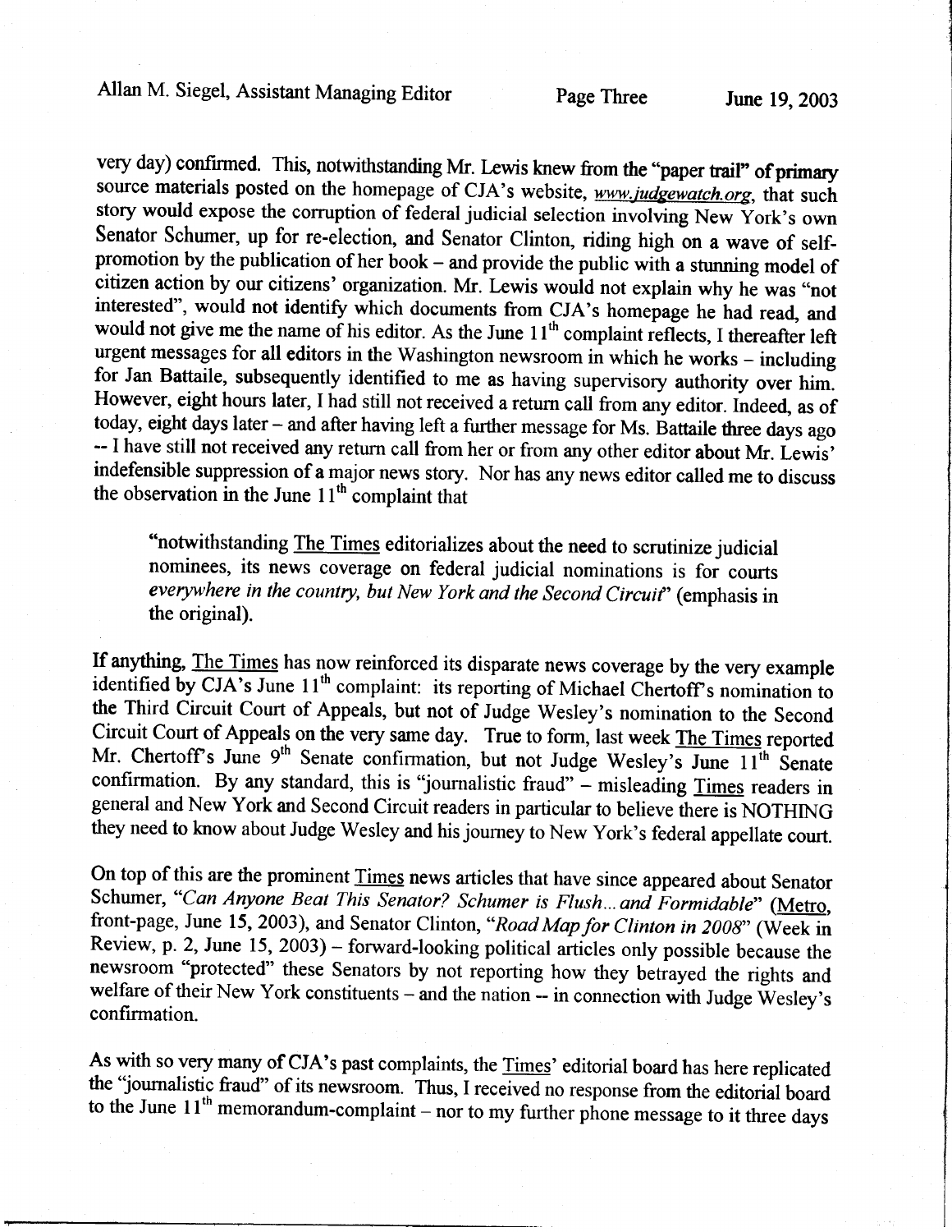very day) confirmed. This, notwithstanding Mr. Lewis knew from the **"paper trail" of primary** source materials posted on the homepage of CJA's website, *www.judgewatch.org*, that such story would expose the corruption of federal judicial selection involving New York's own Senator Schumer, up for re-election, and Senator Clinton, riding high on a wave of self-promotion by the publication of her book – and provide the public with a stunning model of citizen action by our citizens' organization. Mr. Lewis would not explain why he was "not interested", would not identify which documents from CJA's homepage he had read, and would not give me the name of his editor. As the June 11th complaint reflects, I thereafter left urgent messages for **all** editors in the Washington newsroom in which he works – including for Jan Battaile, subsequently identified to me as having supervisory authority over him. However, eight hours later, I had still not received a return call from any editor. Indeed, as of today, eight days later – and after having left a further message for Ms. Battaile three days ago -- I have still not received any return call from her or from any other editor about Mr. Lewis' indefensible suppression of a major news story. Nor has any news editor called me to discuss the observation in the June 11th complaint that

> "notwithstanding The Times editorializes about the need to scrutinize judicial nominees, its news coverage on federal judicial nominations is for courts *everywhere in the country, but New York and the Second Circuit*" (emphasis in the original).

If anything, The Times has now reinforced its disparate news coverage by the very example identified by CJA's June 11th complaint: its reporting of Michael Chertoff's nomination to the Third Circuit Court of Appeals, but not of Judge Wesley's nomination to the Second Circuit Court of Appeals on the very same day. True to form, last week The Times reported Mr. Chertoff's June 9th Senate confirmation, but not Judge Wesley's June 11th Senate confirmation. By any standard, this is "journalistic fraud" – misleading Times readers in general and New York and Second Circuit readers in particular to believe there is NOTHING they need to know about Judge Wesley and his journey to New York's federal appellate court.

On top of this are the prominent Times news articles that have since appeared about Senator Schumer, "*Can Anyone Beat This Senator? Schumer is Flush... and Formidable*" (Metro, front-page, June 15, 2003), and Senator Clinton, "*Road Map for Clinton in 2008*" (Week in Review, p. 2, June 15, 2003) – forward-looking political articles only possible because the newsroom "protected" these Senators by not reporting how they betrayed the rights and welfare of their New York constituents – and the nation -- in connection with Judge Wesley's confirmation.

As with so very many of CJA's past complaints, the Times' editorial board has here replicated the "journalistic fraud" of its newsroom. Thus, I received no response from the editorial board to the June 11th memorandum-complaint – nor to my further phone message to it three days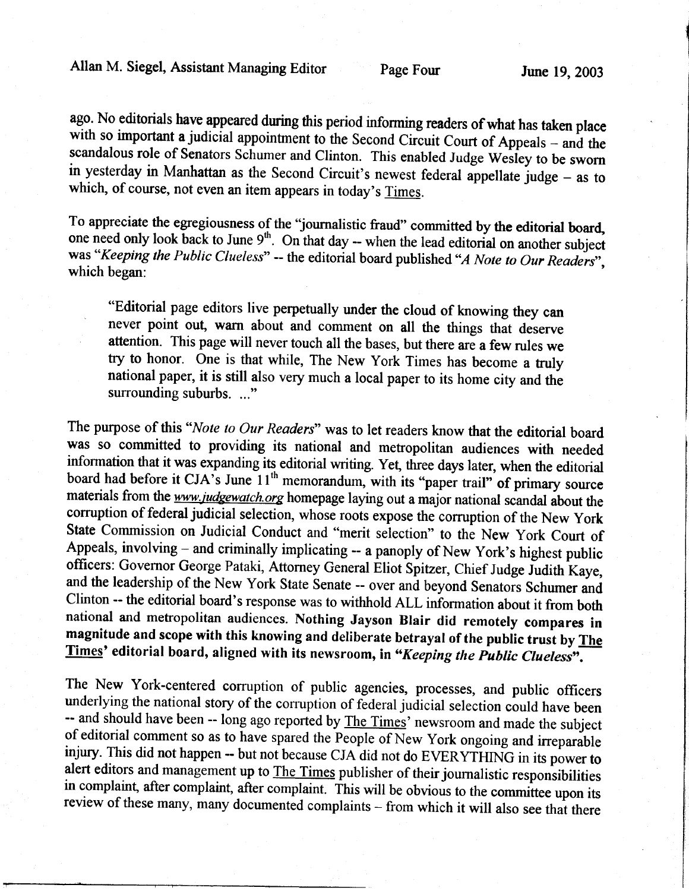ago. No editorials have appeared during this period informing readers of what has taken place with so important a judicial appointment to the Second Circuit Court of Appeals – and the scandalous role of Senators Schumer and Clinton. This enabled Judge Wesley to be sworn in yesterday in Manhattan as the Second Circuit's newest federal appellate judge – as to which, of course, not even an item appears in today's Times.

To appreciate the egregiousness of the "journalistic fraud" committed by the editorial board, one need only look back to June 9th. On that day -- when the lead editorial on another subject was "*Keeping the Public Clueless*" -- the editorial board published "*A Note to Our Readers*", which began:

> "Editorial page editors live perpetually under the cloud of knowing they can never point out, warn about and comment on all the things that deserve attention. This page will never touch all the bases, but there are a few rules we try to honor. One is that while, The New York Times has become a truly national paper, it is still also very much a local paper to its home city and the surrounding suburbs. ..."

The purpose of this "*Note to Our Readers*" was to let readers know that the editorial board was so committed to providing its national and metropolitan audiences with needed information that it was expanding its editorial writing. Yet, three days later, when the editorial board had before it CJA's June 11th memorandum, with its "paper trail" of primary source materials from the *www.judgewatch.org* homepage laying out a major national scandal about the corruption of federal judicial selection, whose roots expose the corruption of the New York State Commission on Judicial Conduct and "merit selection" to the New York Court of Appeals, involving – and criminally implicating -- a panoply of New York's highest public officers: Governor George Pataki, Attorney General Eliot Spitzer, Chief Judge Judith Kaye, and the leadership of the New York State Senate -- over and beyond Senators Schumer and Clinton -- the editorial board's response was to withhold ALL information about it from both national and metropolitan audiences. **Nothing Jayson Blair did remotely compares in magnitude and scope with this knowing and deliberate betrayal of the public trust by The Times' editorial board, aligned with its newsroom, in "*Keeping the Public Clueless*".**

The New York-centered corruption of public agencies, processes, and public officers underlying the national story of the corruption of federal judicial selection could have been -- and should have been -- long ago reported by The Times' newsroom and made the subject of editorial comment so as to have spared the People of New York ongoing and irreparable injury. This did not happen -- but not because CJA did not do EVERYTHING in its power to alert editors and management up to The Times publisher of their journalistic responsibilities in complaint, after complaint, after complaint. This will be obvious to the committee upon its review of these many, many documented complaints – from which it will also see that there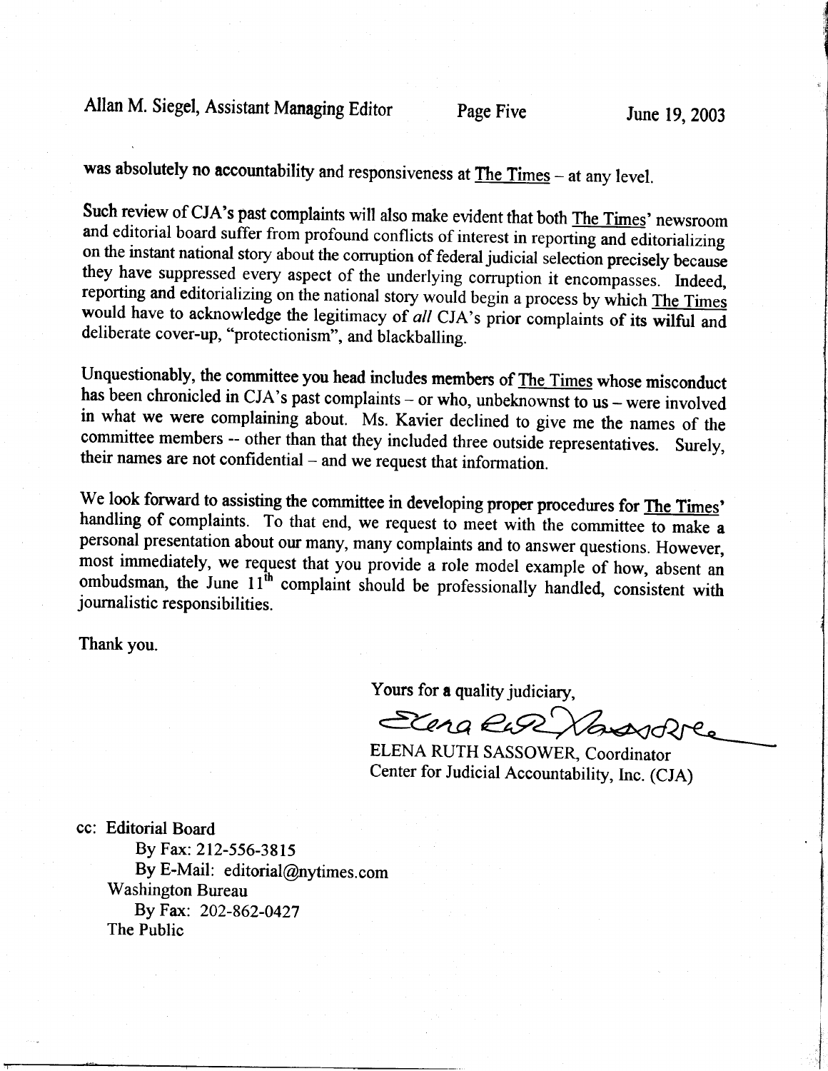was absolutely no accountability and responsiveness at The Times – at any level.

Such review of CJA's past complaints will also make evident that both The Times' newsroom and editorial board suffer from profound conflicts of interest in reporting and editorializing on the instant national story about the corruption of federal judicial selection precisely because they have suppressed every aspect of the underlying corruption it encompasses. Indeed, reporting and editorializing on the national story would begin a process by which The Times would have to acknowledge the legitimacy of *all* CJA's prior complaints of its wilful and deliberate cover-up, "protectionism", and blackballing.

Unquestionably, the committee you head includes members of The Times whose misconduct has been chronicled in CJA's past complaints – or who, unbeknownst to us – were involved in what we were complaining about. Ms. Kavier declined to give me the names of the committee members -- other than that they included three outside representatives. Surely, their names are not confidential – and we request that information.

We look forward to assisting the committee in developing proper procedures for The Times' handling of complaints. To that end, we request to meet with the committee to make a personal presentation about our many, many complaints and to answer questions. However, most immediately, we request that you provide a role model example of how, absent an ombudsman, the June 11th complaint should be professionally handled, consistent with journalistic responsibilities.

Thank you.

Yours for a quality judiciary,

ELENA RUTH SASSOWER, Coordinator
Center for Judicial Accountability, Inc. (CJA)

cc: Editorial Board
By Fax: 212-556-3815
By E-Mail: editorial@nytimes.com
Washington Bureau
By Fax: 202-862-0427
The Public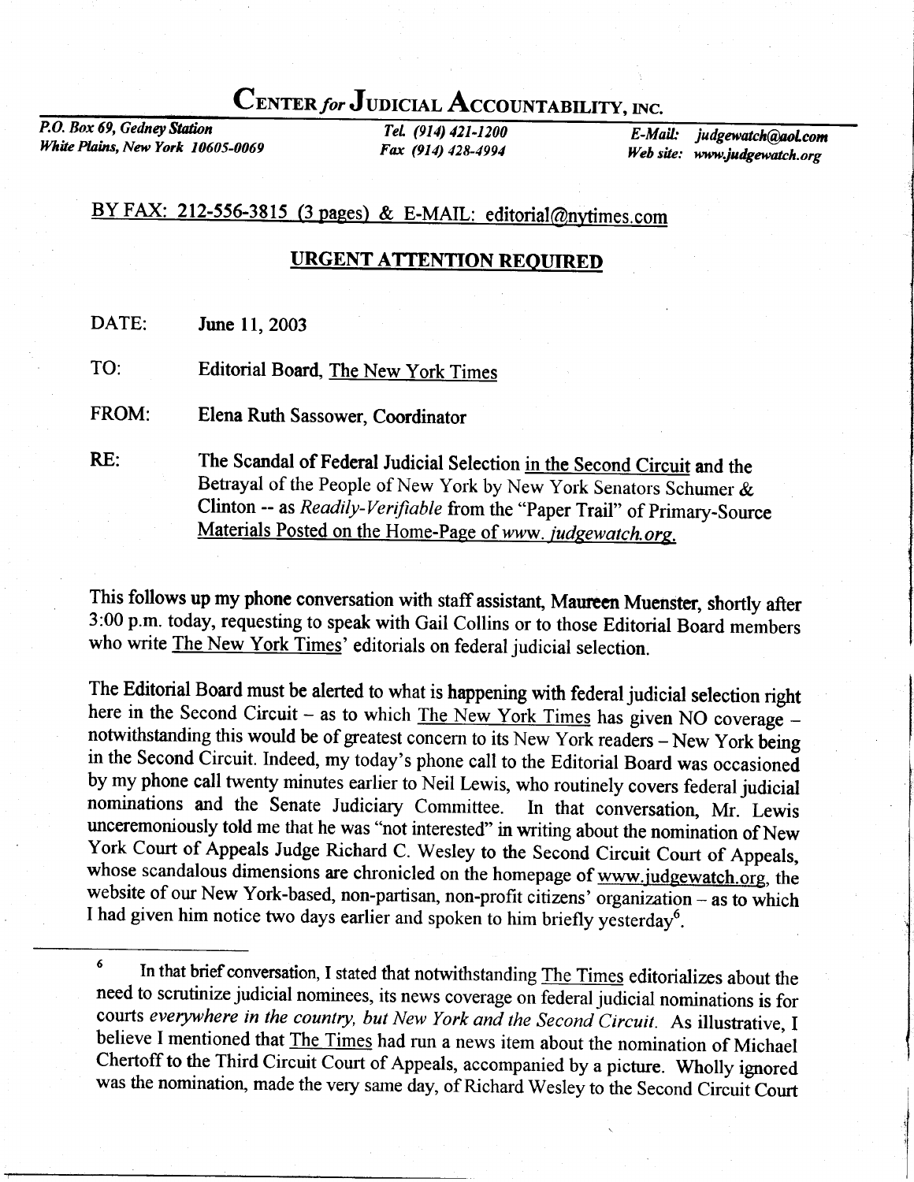# CENTER *for* JUDICIAL ACCOUNTABILITY, INC.

*P.O. Box 69, Gedney Station*
*White Plains, New York 10605-0069*

*Tel. (914) 421-1200*
*Fax (914) 428-4994*

*E-Mail: judgewatch@aol.com*
*Web site: www.judgewatch.org*

BY FAX: 212-556-3815 (3 pages) & E-MAIL: editorial@nytimes.com

**URGENT ATTENTION REQUIRED**

DATE: **June 11, 2003**

TO: **Editorial Board, The New York Times**

FROM: **Elena Ruth Sassower, Coordinator**

RE: **The Scandal of Federal Judicial Selection in the Second Circuit and the Betrayal of the People of New York by New York Senators Schumer & Clinton -- as *Readily-Verifiable* from the "Paper Trail" of Primary-Source Materials Posted on the Home-Page of *www. judgewatch.org.***

This follows up my phone conversation with staff assistant, Maureen Muenster, shortly after 3:00 p.m. today, requesting to speak with Gail Collins or to those Editorial Board members who write The New York Times' editorials on federal judicial selection.

The Editorial Board must be alerted to what is happening with federal judicial selection right here in the Second Circuit – as to which The New York Times has given NO coverage – notwithstanding this would be of greatest concern to its New York readers – New York being in the Second Circuit. Indeed, my today's phone call to the Editorial Board was occasioned by my phone call twenty minutes earlier to Neil Lewis, who routinely covers federal judicial nominations and the Senate Judiciary Committee. In that conversation, Mr. Lewis unceremoniously told me that he was "not interested" in writing about the nomination of New York Court of Appeals Judge Richard C. Wesley to the Second Circuit Court of Appeals, whose scandalous dimensions are chronicled on the homepage of www.judgewatch.org, the website of our New York-based, non-partisan, non-profit citizens' organization – as to which I had given him notice two days earlier and spoken to him briefly yesterday[6].

---

[6] In that brief conversation, I stated that notwithstanding The Times editorializes about the need to scrutinize judicial nominees, its news coverage on federal judicial nominations is for courts *everywhere in the country, but New York and the Second Circuit.* As illustrative, I believe I mentioned that The Times had run a news item about the nomination of Michael Chertoff to the Third Circuit Court of Appeals, accompanied by a picture. Wholly ignored was the nomination, made the very same day, of Richard Wesley to the Second Circuit Court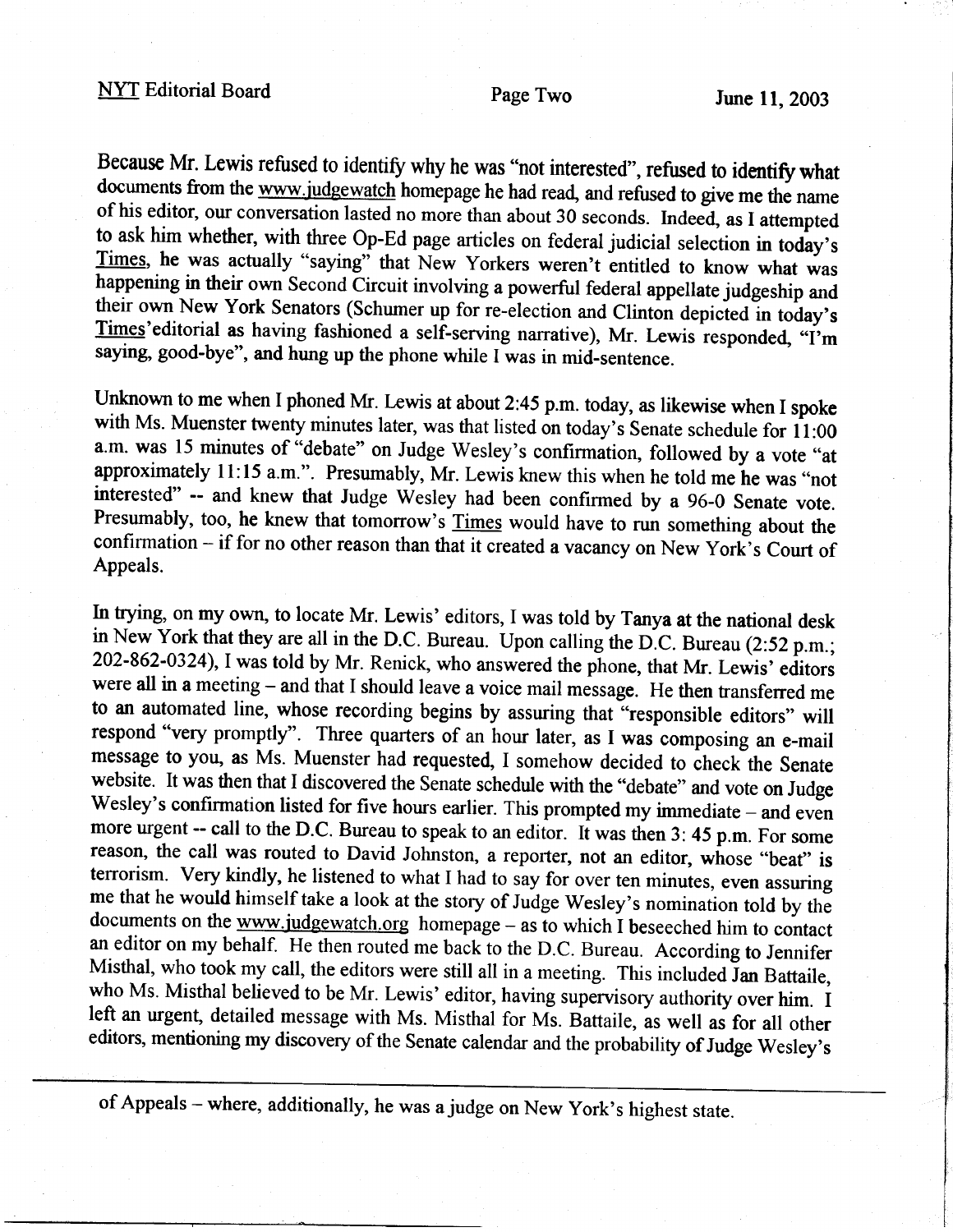Because Mr. Lewis refused to identify why he was "not interested", refused to identify what documents from the www.judgewatch homepage he had read, and refused to give me the name of his editor, our conversation lasted no more than about 30 seconds. Indeed, as I attempted to ask him whether, with three Op-Ed page articles on federal judicial selection in today's Times, he was actually "saying" that New Yorkers weren't entitled to know what was happening in their own Second Circuit involving a powerful federal appellate judgeship and their own New York Senators (Schumer up for re-election and Clinton depicted in today's Times' editorial as having fashioned a self-serving narrative), Mr. Lewis responded, "I'm saying, good-bye", and hung up the phone while I was in mid-sentence.

Unknown to me when I phoned Mr. Lewis at about 2:45 p.m. today, as likewise when I spoke with Ms. Muenster twenty minutes later, was that listed on today's Senate schedule for 11:00 a.m. was 15 minutes of "debate" on Judge Wesley's confirmation, followed by a vote "at approximately 11:15 a.m.". Presumably, Mr. Lewis knew this when he told me he was "not interested" -- and knew that Judge Wesley had been confirmed by a 96-0 Senate vote. Presumably, too, he knew that tomorrow's Times would have to run something about the confirmation – if for no other reason than that it created a vacancy on New York's Court of Appeals.

In trying, on my own, to locate Mr. Lewis' editors, I was told by Tanya at the national desk in New York that they are all in the D.C. Bureau. Upon calling the D.C. Bureau (2:52 p.m.; 202-862-0324), I was told by Mr. Renick, who answered the phone, that Mr. Lewis' editors were all in a meeting – and that I should leave a voice mail message. He then transferred me to an automated line, whose recording begins by assuring that "responsible editors" will respond "very promptly". Three quarters of an hour later, as I was composing an e-mail message to you, as Ms. Muenster had requested, I somehow decided to check the Senate website. It was then that I discovered the Senate schedule with the "debate" and vote on Judge Wesley's confirmation listed for five hours earlier. This prompted my immediate – and even more urgent -- call to the D.C. Bureau to speak to an editor. It was then 3: 45 p.m. For some reason, the call was routed to David Johnston, a reporter, not an editor, whose "beat" is terrorism. Very kindly, he listened to what I had to say for over ten minutes, even assuring me that he would himself take a look at the story of Judge Wesley's nomination told by the documents on the www.judgewatch.org homepage – as to which I beseeched him to contact an editor on my behalf. He then routed me back to the D.C. Bureau. According to Jennifer Misthal, who took my call, the editors were still all in a meeting. This included Jan Battaile, who Ms. Misthal believed to be Mr. Lewis' editor, having supervisory authority over him. I left an urgent, detailed message with Ms. Misthal for Ms. Battaile, as well as for all other editors, mentioning my discovery of the Senate calendar and the probability of Judge Wesley's

---

of Appeals – where, additionally, he was a judge on New York's highest state.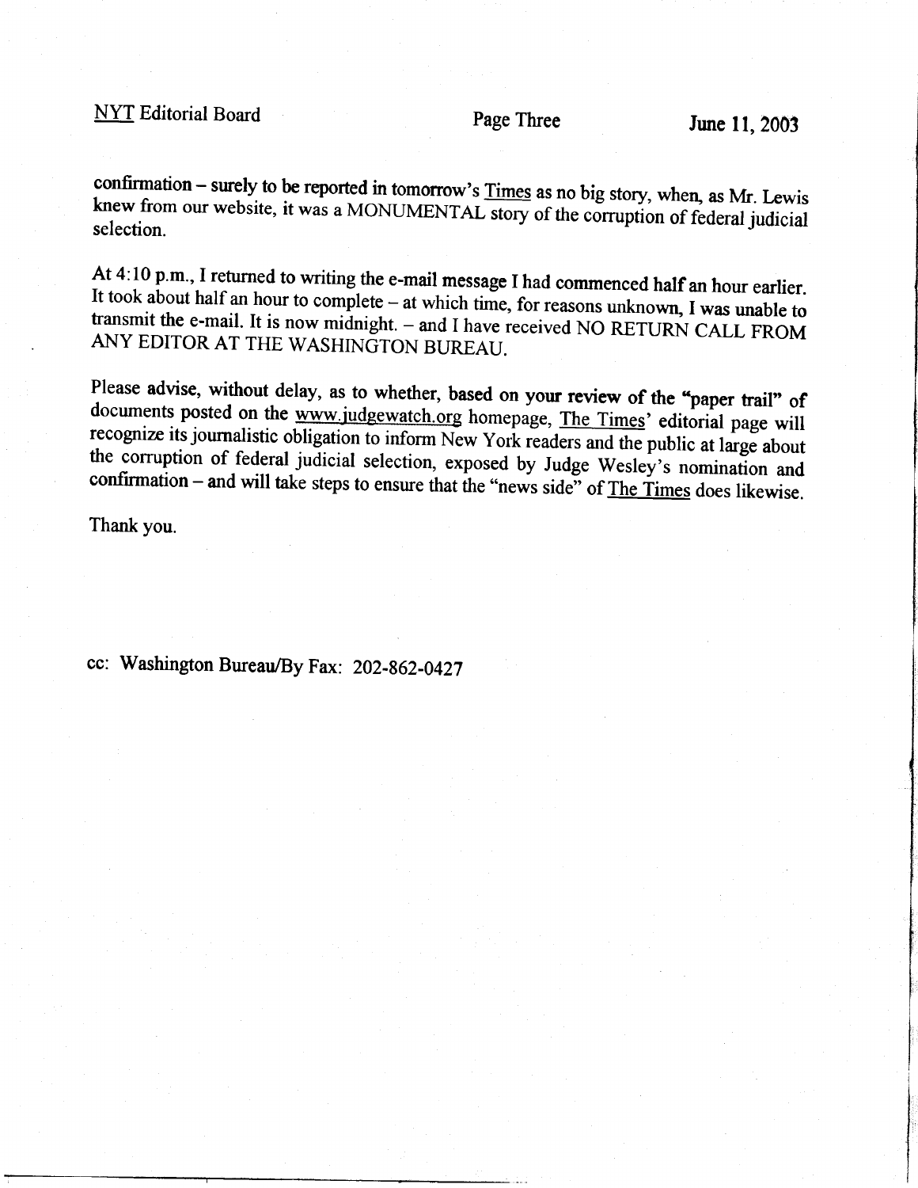confirmation – surely to be reported in tomorrow's Times as no big story, when, as Mr. Lewis knew from our website, it was a MONUMENTAL story of the corruption of federal judicial selection.

At 4:10 p.m., I returned to writing the e-mail message I had commenced half an hour earlier. It took about half an hour to complete – at which time, for reasons unknown, I was unable to transmit the e-mail. It is now midnight. – and I have received NO RETURN CALL FROM ANY EDITOR AT THE WASHINGTON BUREAU.

Please advise, without delay, as to whether, based on your review of the "paper trail" of documents posted on the www.judgewatch.org homepage, The Times' editorial page will recognize its journalistic obligation to inform New York readers and the public at large about the corruption of federal judicial selection, exposed by Judge Wesley's nomination and confirmation – and will take steps to ensure that the "news side" of The Times does likewise.

Thank you.

cc: Washington Bureau/By Fax: 202-862-0427